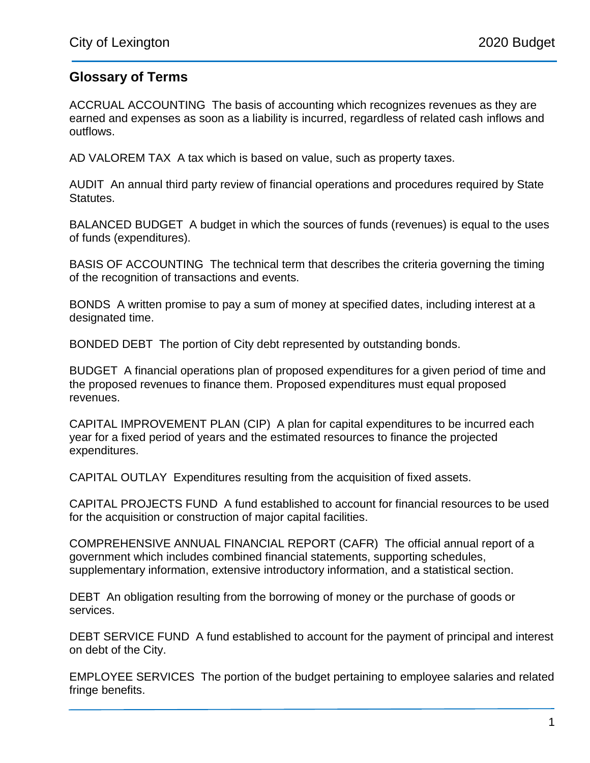## Glossary of Terms

ACCRUAL ACCOUNTING The basis of accounting which recognizes revenues as they are earned and expenses as soon as a liability is incurred, regardless of related cash inflows and outflows.

AD VALOREM TAX A tax which is based on value, such as property taxes.

AUDIT An annual third party review of financial operations and procedures required by State Statutes.

BALANCED BUDGET A budget in which the sources of funds (revenues) is equal to the uses of funds (expenditures).

BASIS OF ACCOUNTING The technical term that describes the criteria governing the timing of the recognition of transactions and events.

BONDS A written promise to pay a sum of money at specified dates, including interest at a designated time.

BONDED DEBT The portion of City debt represented by outstanding bonds.

BUDGET A financial operations plan of proposed expenditures for a given period of time and the proposed revenues to finance them. Proposed expenditures must equal proposed revenues.

CAPITAL IMPROVEMENT PLAN (CIP) A plan for capital expenditures to be incurred each year for a fixed period of years and the estimated resources to finance the projected expenditures.

CAPITAL OUTLAY Expenditures resulting from the acquisition of fixed assets.

CAPITAL PROJECTS FUND A fund established to account for financial resources to be used for the acquisition or construction of major capital facilities.

COMPREHENSIVE ANNUAL FINANCIAL REPORT (CAFR) The official annual report of a government which includes combined financial statements, supporting schedules, supplementary information, extensive introductory information, and a statistical section.

DEBT An obligation resulting from the borrowing of money or the purchase of goods or services.

DEBT SERVICE FUND A fund established to account for the payment of principal and interest on debt of the City.

EMPLOYEE SERVICES The portion of the budget pertaining to employee salaries and related fringe benefits.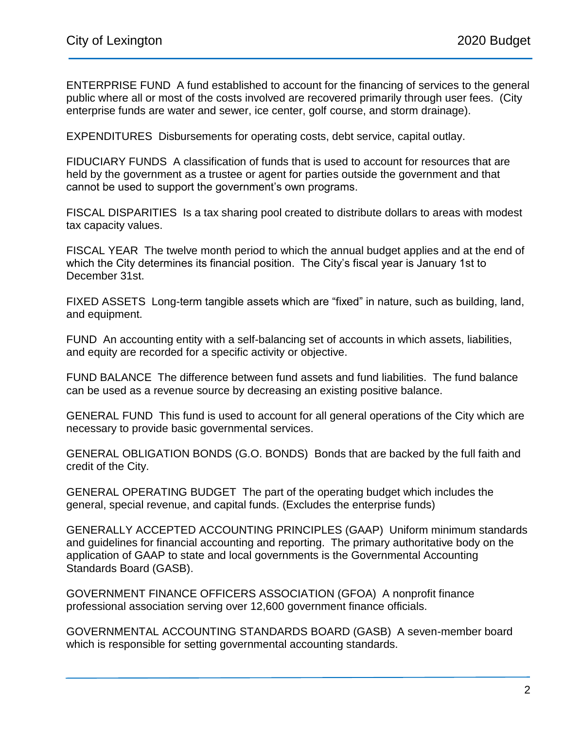ENTERPRISE FUND A fund established to account for the financing of services to the general public where all or most of the costs involved are recovered primarily through user fees. (City enterprise funds are water and sewer, ice center, golf course, and storm drainage).

EXPENDITURES Disbursements for operating costs, debt service, capital outlay.

FIDUCIARY FUNDS A classification of funds that is used to account for resources that are held by the government as a trustee or agent for parties outside the government and that cannot be used to support the government's own programs.

FISCAL DISPARITIES Is a tax sharing pool created to distribute dollars to areas with modest tax capacity values.

FISCAL YEAR The twelve month period to which the annual budget applies and at the end of which the City determines its financial position. The City's fiscal year is January 1st to December 31st.

FIXED ASSETS Long-term tangible assets which are "fixed" in nature, such as building, land, and equipment.

FUND An accounting entity with a self-balancing set of accounts in which assets, liabilities, and equity are recorded for a specific activity or objective.

FUND BALANCE The difference between fund assets and fund liabilities. The fund balance can be used as a revenue source by decreasing an existing positive balance.

GENERAL FUND This fund is used to account for all general operations of the City which are necessary to provide basic governmental services.

GENERAL OBLIGATION BONDS (G.O. BONDS) Bonds that are backed by the full faith and credit of the City.

GENERAL OPERATING BUDGET The part of the operating budget which includes the general, special revenue, and capital funds. (Excludes the enterprise funds)

GENERALLY ACCEPTED ACCOUNTING PRINCIPLES (GAAP) Uniform minimum standards and guidelines for financial accounting and reporting. The primary authoritative body on the application of GAAP to state and local governments is the Governmental Accounting Standards Board (GASB).

GOVERNMENT FINANCE OFFICERS ASSOCIATION (GFOA) A nonprofit finance professional association serving over 12,600 government finance officials.

GOVERNMENTAL ACCOUNTING STANDARDS BOARD (GASB) A seven-member board which is responsible for setting governmental accounting standards.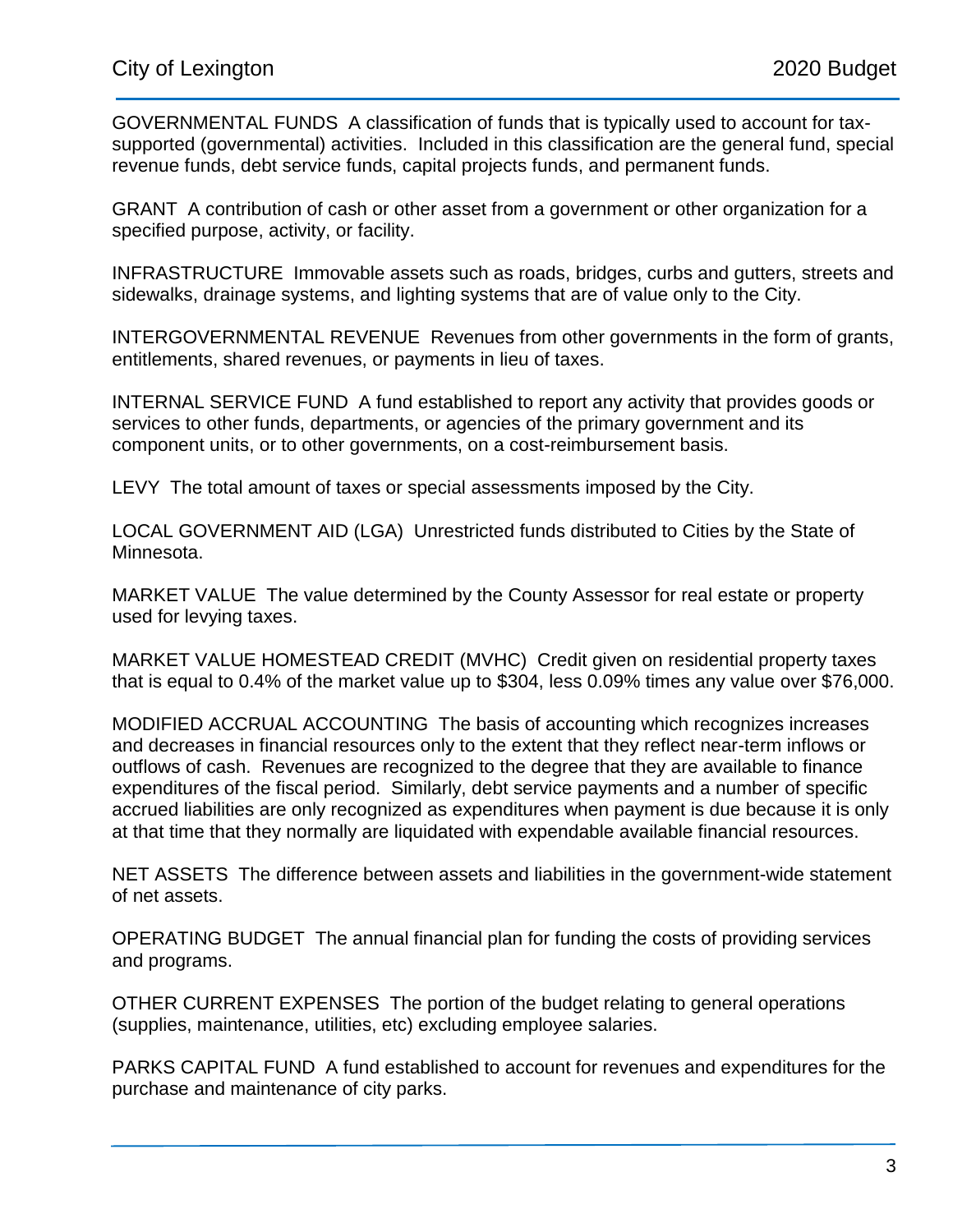GOVERNMENTAL FUNDS  A classification of funds that is typically used to account for tax-supported (governmental) activities.  Included in this classification are the general fund, special revenue funds, debt service funds, capital projects funds, and permanent funds.

GRANT  A contribution of cash or other asset from a government or other organization for a specified purpose, activity, or facility.

INFRASTRUCTURE  Immovable assets such as roads, bridges, curbs and gutters, streets and sidewalks, drainage systems, and lighting systems that are of value only to the City.

INTERGOVERNMENTAL REVENUE  Revenues from other governments in the form of grants, entitlements, shared revenues, or payments in lieu of taxes.

INTERNAL SERVICE FUND  A fund established to report any activity that provides goods or services to other funds, departments, or agencies of the primary government and its component units, or to other governments, on a cost-reimbursement basis.

LEVY  The total amount of taxes or special assessments imposed by the City.

LOCAL GOVERNMENT AID (LGA)  Unrestricted funds distributed to Cities by the State of Minnesota.

MARKET VALUE  The value determined by the County Assessor for real estate or property used for levying taxes.

MARKET VALUE HOMESTEAD CREDIT (MVHC)  Credit given on residential property taxes that is equal to 0.4% of the market value up to $304, less 0.09% times any value over $76,000.

MODIFIED ACCRUAL ACCOUNTING  The basis of accounting which recognizes increases and decreases in financial resources only to the extent that they reflect near-term inflows or outflows of cash.  Revenues are recognized to the degree that they are available to finance expenditures of the fiscal period.  Similarly, debt service payments and a number of specific accrued liabilities are only recognized as expenditures when payment is due because it is only at that time that they normally are liquidated with expendable available financial resources.

NET ASSETS  The difference between assets and liabilities in the government-wide statement of net assets.

OPERATING BUDGET  The annual financial plan for funding the costs of providing services and programs.

OTHER CURRENT EXPENSES  The portion of the budget relating to general operations (supplies, maintenance, utilities, etc) excluding employee salaries.

PARKS CAPITAL FUND  A fund established to account for revenues and expenditures for the purchase and maintenance of city parks.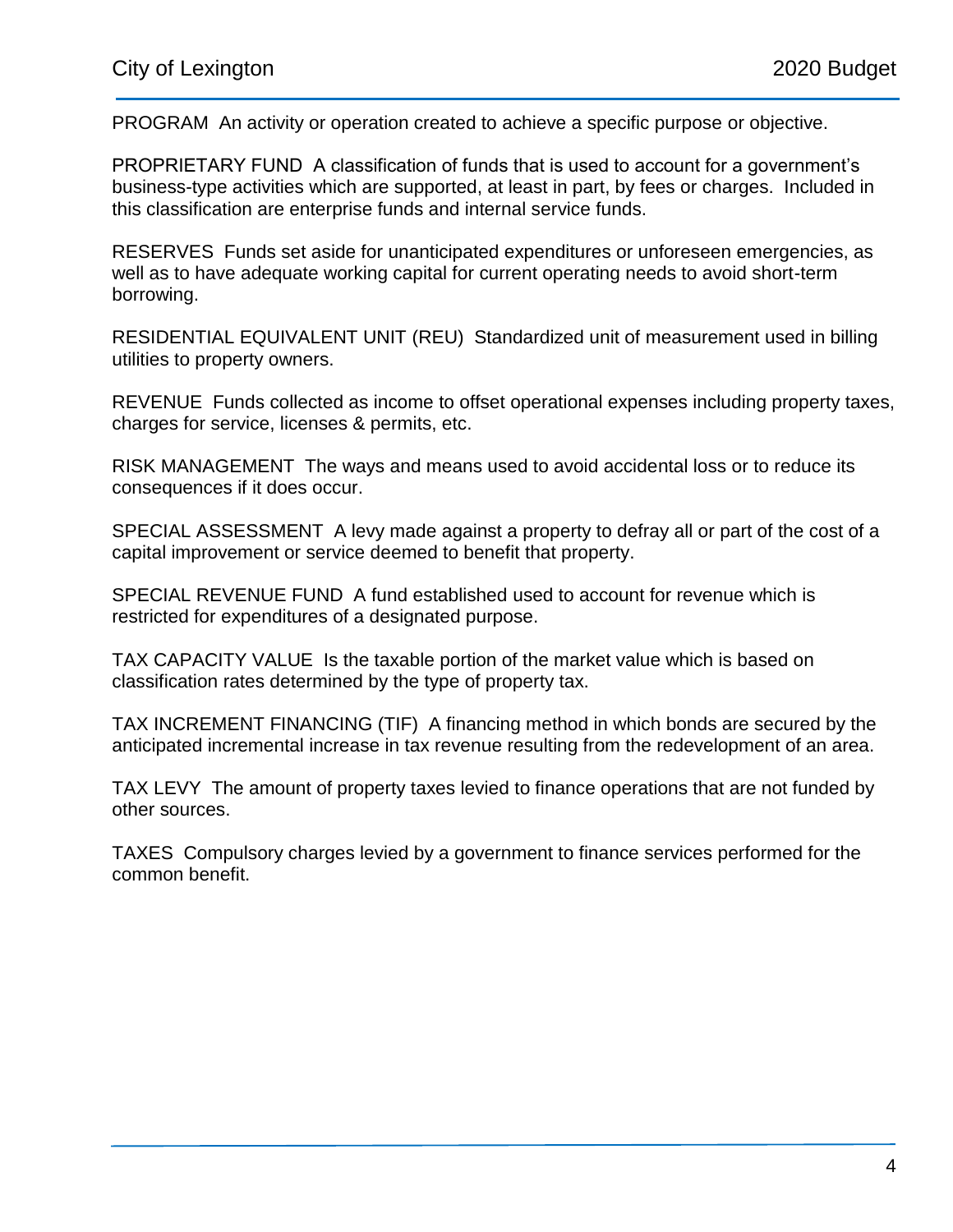PROGRAM  An activity or operation created to achieve a specific purpose or objective.

PROPRIETARY FUND  A classification of funds that is used to account for a government's business-type activities which are supported, at least in part, by fees or charges.  Included in this classification are enterprise funds and internal service funds.

RESERVES  Funds set aside for unanticipated expenditures or unforeseen emergencies, as well as to have adequate working capital for current operating needs to avoid short-term borrowing.

RESIDENTIAL EQUIVALENT UNIT (REU)  Standardized unit of measurement used in billing utilities to property owners.

REVENUE  Funds collected as income to offset operational expenses including property taxes, charges for service, licenses & permits, etc.

RISK MANAGEMENT  The ways and means used to avoid accidental loss or to reduce its consequences if it does occur.

SPECIAL ASSESSMENT  A levy made against a property to defray all or part of the cost of a capital improvement or service deemed to benefit that property.

SPECIAL REVENUE FUND  A fund established used to account for revenue which is restricted for expenditures of a designated purpose.

TAX CAPACITY VALUE  Is the taxable portion of the market value which is based on classification rates determined by the type of property tax.

TAX INCREMENT FINANCING (TIF)  A financing method in which bonds are secured by the anticipated incremental increase in tax revenue resulting from the redevelopment of an area.

TAX LEVY  The amount of property taxes levied to finance operations that are not funded by other sources.

TAXES  Compulsory charges levied by a government to finance services performed for the common benefit.